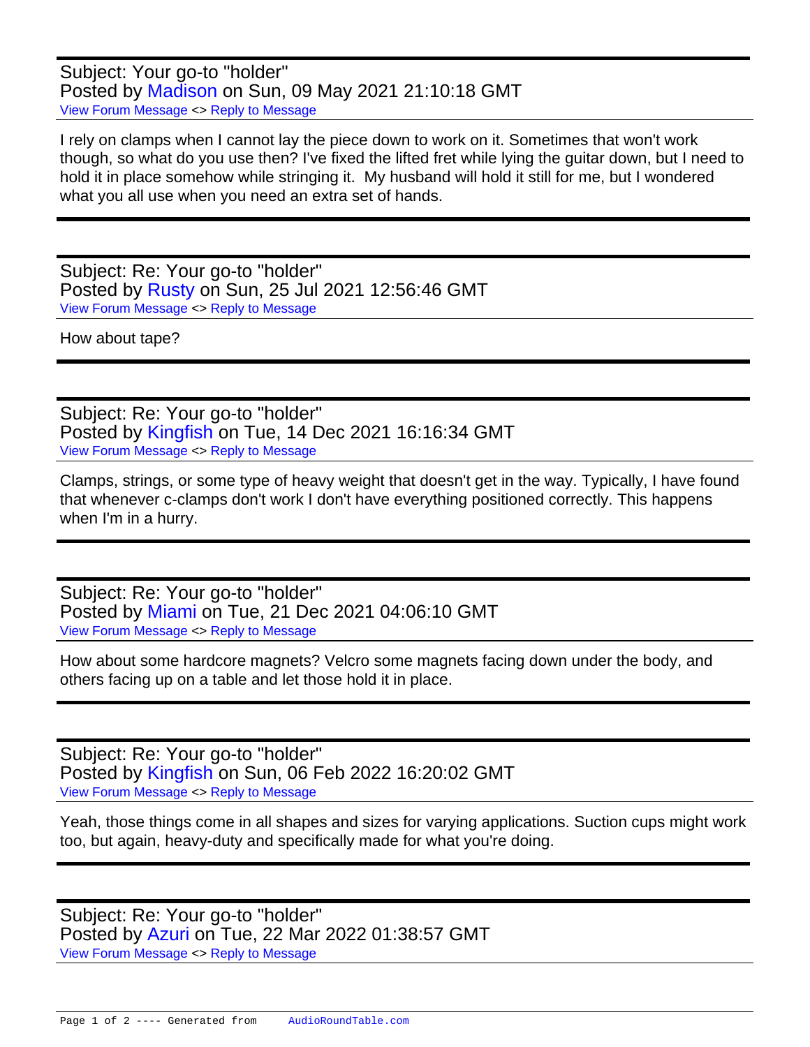Subject: Your go-to "holder"
Posted by Madison on Sun, 09 May 2021 21:10:18 GMT
View Forum Message <> Reply to Message

I rely on clamps when I cannot lay the piece down to work on it. Sometimes that won't work though, so what do you use then? I've fixed the lifted fret while lying the guitar down, but I need to hold it in place somehow while stringing it. My husband will hold it still for me, but I wondered what you all use when you need an extra set of hands.

---

Subject: Re: Your go-to "holder"
Posted by Rusty on Sun, 25 Jul 2021 12:56:46 GMT
View Forum Message <> Reply to Message

How about tape?

---

Subject: Re: Your go-to "holder"
Posted by Kingfish on Tue, 14 Dec 2021 16:16:34 GMT
View Forum Message <> Reply to Message

Clamps, strings, or some type of heavy weight that doesn't get in the way. Typically, I have found that whenever c-clamps don't work I don't have everything positioned correctly. This happens when I'm in a hurry.

---

Subject: Re: Your go-to "holder"
Posted by Miami on Tue, 21 Dec 2021 04:06:10 GMT
View Forum Message <> Reply to Message

How about some hardcore magnets? Velcro some magnets facing down under the body, and others facing up on a table and let those hold it in place.

---

Subject: Re: Your go-to "holder"
Posted by Kingfish on Sun, 06 Feb 2022 16:20:02 GMT
View Forum Message <> Reply to Message

Yeah, those things come in all shapes and sizes for varying applications. Suction cups might work too, but again, heavy-duty and specifically made for what you're doing.

---

Subject: Re: Your go-to "holder"
Posted by Azuri on Tue, 22 Mar 2022 01:38:57 GMT
View Forum Message <> Reply to Message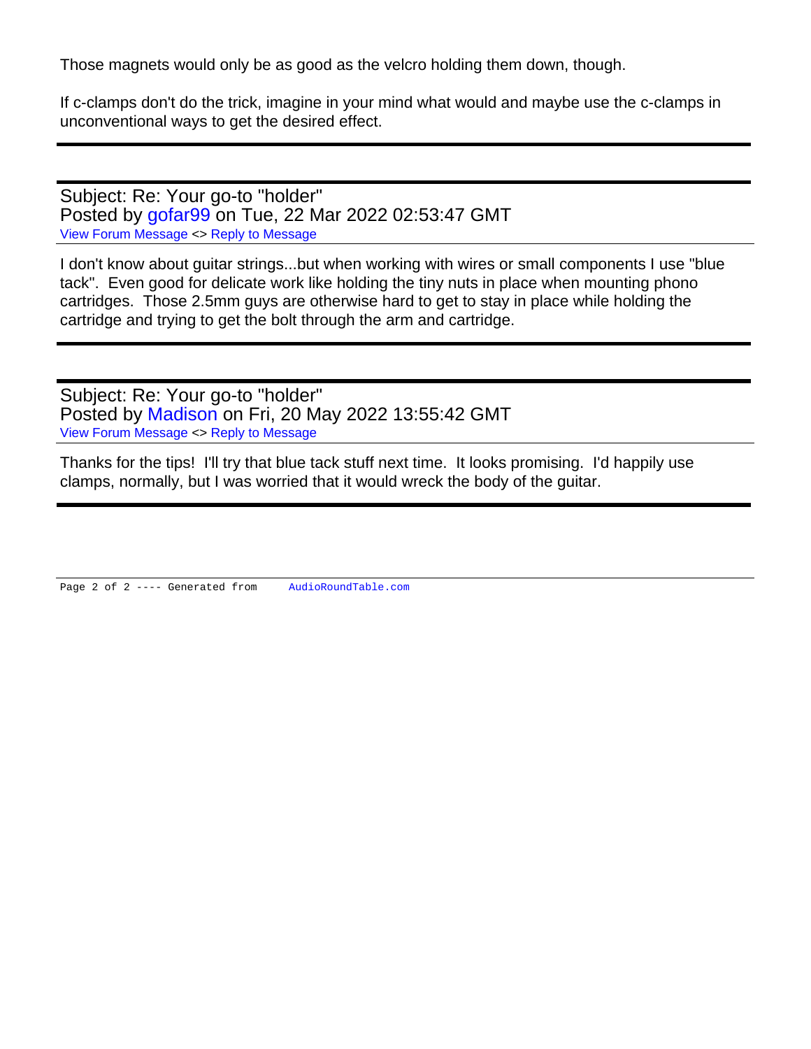Those magnets would only be as good as the velcro holding them down, though.

If c-clamps don't do the trick, imagine in your mind what would and maybe use the c-clamps in unconventional ways to get the desired effect.

---

Subject: Re: Your go-to "holder"
Posted by gofar99 on Tue, 22 Mar 2022 02:53:47 GMT
View Forum Message <> Reply to Message

I don't know about guitar strings...but when working with wires or small components I use "blue tack". Even good for delicate work like holding the tiny nuts in place when mounting phono cartridges. Those 2.5mm guys are otherwise hard to get to stay in place while holding the cartridge and trying to get the bolt through the arm and cartridge.

---

Subject: Re: Your go-to "holder"
Posted by Madison on Fri, 20 May 2022 13:55:42 GMT
View Forum Message <> Reply to Message

Thanks for the tips! I'll try that blue tack stuff next time. It looks promising. I'd happily use clamps, normally, but I was worried that it would wreck the body of the guitar.